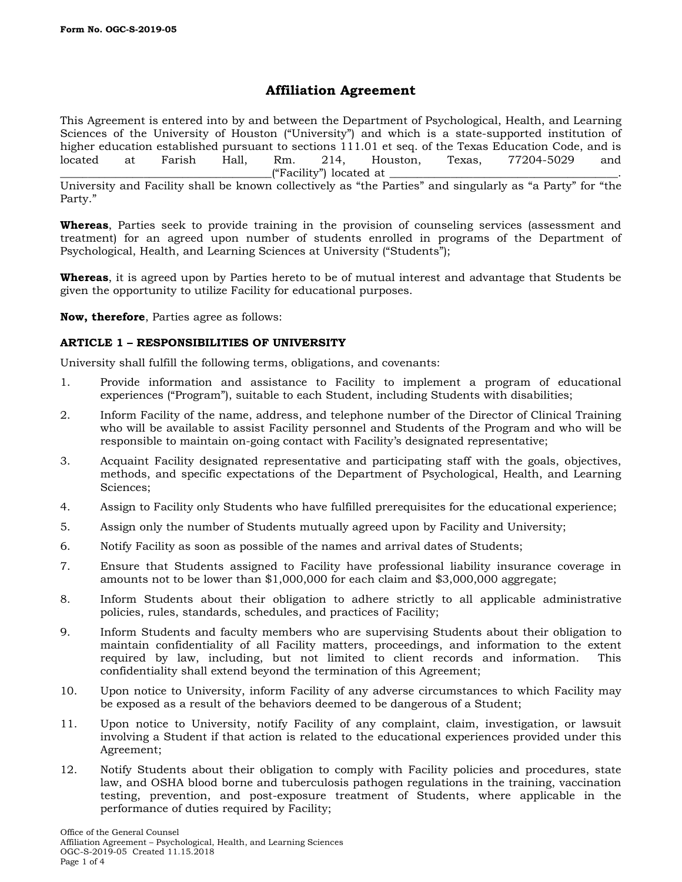Form No. OGC-S-2019-05

# Affiliation Agreement

This Agreement is entered into by and between the Department of Psychological, Health, and Learning Sciences of the University of Houston ("University") and which is a state-supported institution of higher education established pursuant to sections 111.01 et seq. of the Texas Education Code, and is located at Farish Hall, Rm. 214, Houston, Texas, 77204-5029 and ____________________________________("Facility") located at ________________________________________. University and Facility shall be known collectively as "the Parties" and singularly as "a Party" for "the Party."

**Whereas**, Parties seek to provide training in the provision of counseling services (assessment and treatment) for an agreed upon number of students enrolled in programs of the Department of Psychological, Health, and Learning Sciences at University ("Students");

**Whereas**, it is agreed upon by Parties hereto to be of mutual interest and advantage that Students be given the opportunity to utilize Facility for educational purposes.

**Now, therefore**, Parties agree as follows:

### ARTICLE 1 – RESPONSIBILITIES OF UNIVERSITY

University shall fulfill the following terms, obligations, and covenants:

1. Provide information and assistance to Facility to implement a program of educational experiences ("Program"), suitable to each Student, including Students with disabilities;
2. Inform Facility of the name, address, and telephone number of the Director of Clinical Training who will be available to assist Facility personnel and Students of the Program and who will be responsible to maintain on-going contact with Facility's designated representative;
3. Acquaint Facility designated representative and participating staff with the goals, objectives, methods, and specific expectations of the Department of Psychological, Health, and Learning Sciences;
4. Assign to Facility only Students who have fulfilled prerequisites for the educational experience;
5. Assign only the number of Students mutually agreed upon by Facility and University;
6. Notify Facility as soon as possible of the names and arrival dates of Students;
7. Ensure that Students assigned to Facility have professional liability insurance coverage in amounts not to be lower than $1,000,000 for each claim and $3,000,000 aggregate;
8. Inform Students about their obligation to adhere strictly to all applicable administrative policies, rules, standards, schedules, and practices of Facility;
9. Inform Students and faculty members who are supervising Students about their obligation to maintain confidentiality of all Facility matters, proceedings, and information to the extent required by law, including, but not limited to client records and information. This confidentiality shall extend beyond the termination of this Agreement;
10. Upon notice to University, inform Facility of any adverse circumstances to which Facility may be exposed as a result of the behaviors deemed to be dangerous of a Student;
11. Upon notice to University, notify Facility of any complaint, claim, investigation, or lawsuit involving a Student if that action is related to the educational experiences provided under this Agreement;
12. Notify Students about their obligation to comply with Facility policies and procedures, state law, and OSHA blood borne and tuberculosis pathogen regulations in the training, vaccination testing, prevention, and post-exposure treatment of Students, where applicable in the performance of duties required by Facility;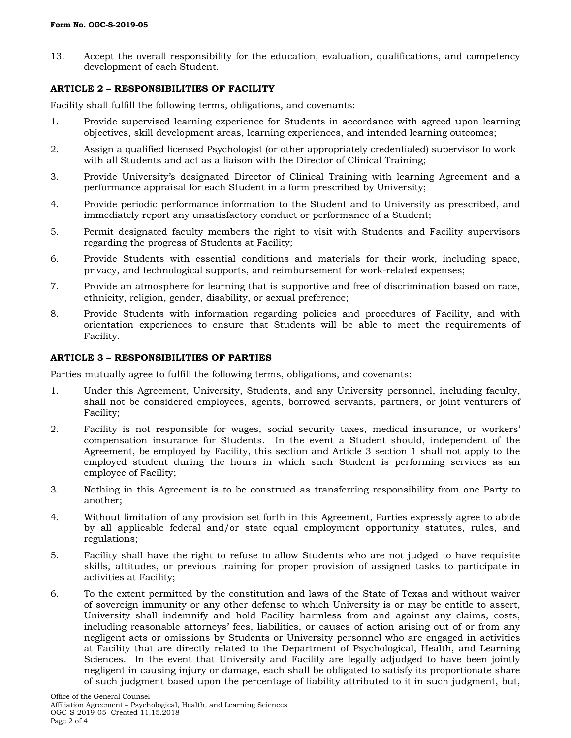13. Accept the overall responsibility for the education, evaluation, qualifications, and competency development of each Student.

**ARTICLE 2 – RESPONSIBILITIES OF FACILITY**

Facility shall fulfill the following terms, obligations, and covenants:

1. Provide supervised learning experience for Students in accordance with agreed upon learning objectives, skill development areas, learning experiences, and intended learning outcomes;
2. Assign a qualified licensed Psychologist (or other appropriately credentialed) supervisor to work with all Students and act as a liaison with the Director of Clinical Training;
3. Provide University's designated Director of Clinical Training with learning Agreement and a performance appraisal for each Student in a form prescribed by University;
4. Provide periodic performance information to the Student and to University as prescribed, and immediately report any unsatisfactory conduct or performance of a Student;
5. Permit designated faculty members the right to visit with Students and Facility supervisors regarding the progress of Students at Facility;
6. Provide Students with essential conditions and materials for their work, including space, privacy, and technological supports, and reimbursement for work-related expenses;
7. Provide an atmosphere for learning that is supportive and free of discrimination based on race, ethnicity, religion, gender, disability, or sexual preference;
8. Provide Students with information regarding policies and procedures of Facility, and with orientation experiences to ensure that Students will be able to meet the requirements of Facility.

**ARTICLE 3 – RESPONSIBILITIES OF PARTIES**

Parties mutually agree to fulfill the following terms, obligations, and covenants:

1. Under this Agreement, University, Students, and any University personnel, including faculty, shall not be considered employees, agents, borrowed servants, partners, or joint venturers of Facility;
2. Facility is not responsible for wages, social security taxes, medical insurance, or workers' compensation insurance for Students. In the event a Student should, independent of the Agreement, be employed by Facility, this section and Article 3 section 1 shall not apply to the employed student during the hours in which such Student is performing services as an employee of Facility;
3. Nothing in this Agreement is to be construed as transferring responsibility from one Party to another;
4. Without limitation of any provision set forth in this Agreement, Parties expressly agree to abide by all applicable federal and/or state equal employment opportunity statutes, rules, and regulations;
5. Facility shall have the right to refuse to allow Students who are not judged to have requisite skills, attitudes, or previous training for proper provision of assigned tasks to participate in activities at Facility;
6. To the extent permitted by the constitution and laws of the State of Texas and without waiver of sovereign immunity or any other defense to which University is or may be entitle to assert, University shall indemnify and hold Facility harmless from and against any claims, costs, including reasonable attorneys' fees, liabilities, or causes of action arising out of or from any negligent acts or omissions by Students or University personnel who are engaged in activities at Facility that are directly related to the Department of Psychological, Health, and Learning Sciences. In the event that University and Facility are legally adjudged to have been jointly negligent in causing injury or damage, each shall be obligated to satisfy its proportionate share of such judgment based upon the percentage of liability attributed to it in such judgment, but,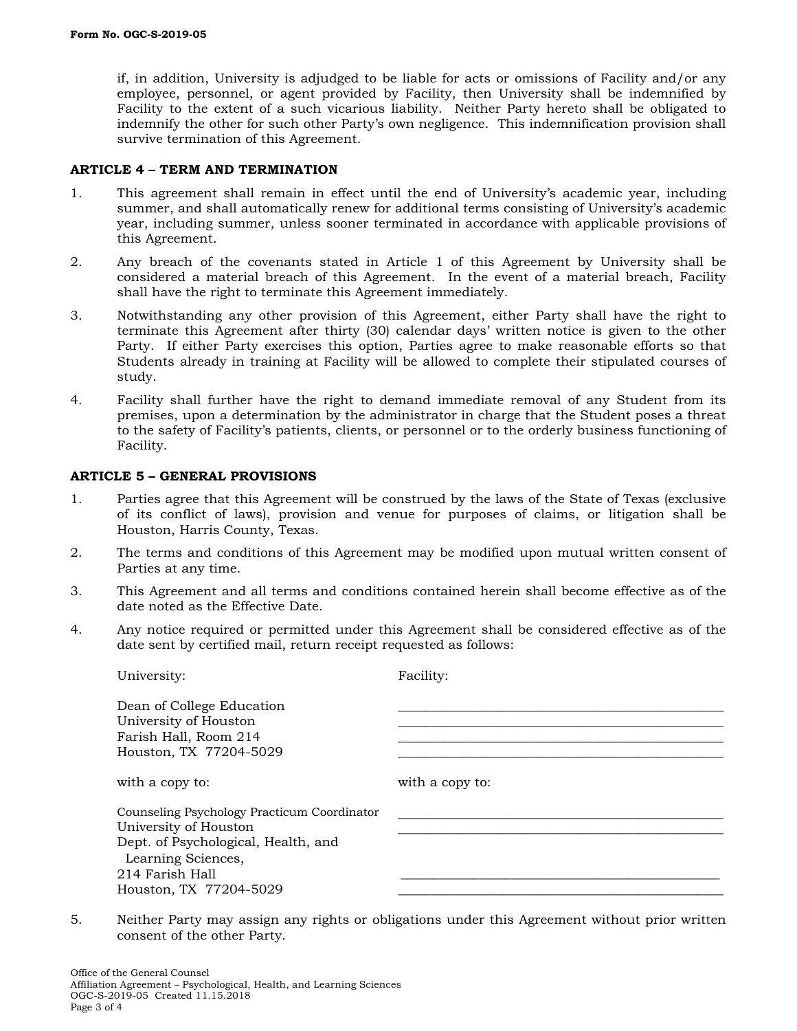if, in addition, University is adjudged to be liable for acts or omissions of Facility and/or any employee, personnel, or agent provided by Facility, then University shall be indemnified by Facility to the extent of a such vicarious liability. Neither Party hereto shall be obligated to indemnify the other for such other Party's own negligence. This indemnification provision shall survive termination of this Agreement.

**ARTICLE 4 – TERM AND TERMINATION**

1. This agreement shall remain in effect until the end of University's academic year, including summer, and shall automatically renew for additional terms consisting of University's academic year, including summer, unless sooner terminated in accordance with applicable provisions of this Agreement.
2. Any breach of the covenants stated in Article 1 of this Agreement by University shall be considered a material breach of this Agreement. In the event of a material breach, Facility shall have the right to terminate this Agreement immediately.
3. Notwithstanding any other provision of this Agreement, either Party shall have the right to terminate this Agreement after thirty (30) calendar days' written notice is given to the other Party. If either Party exercises this option, Parties agree to make reasonable efforts so that Students already in training at Facility will be allowed to complete their stipulated courses of study.
4. Facility shall further have the right to demand immediate removal of any Student from its premises, upon a determination by the administrator in charge that the Student poses a threat to the safety of Facility's patients, clients, or personnel or to the orderly business functioning of Facility.

**ARTICLE 5 – GENERAL PROVISIONS**

1. Parties agree that this Agreement will be construed by the laws of the State of Texas (exclusive of its conflict of laws), provision and venue for purposes of claims, or litigation shall be Houston, Harris County, Texas.
2. The terms and conditions of this Agreement may be modified upon mutual written consent of Parties at any time.
3. This Agreement and all terms and conditions contained herein shall become effective as of the date noted as the Effective Date.
4. Any notice required or permitted under this Agreement shall be considered effective as of the date sent by certified mail, return receipt requested as follows:

   University:

   Dean of College Education
   University of Houston
   Farish Hall, Room 214
   Houston, TX 77204-5029

   with a copy to:

   Counseling Psychology Practicum Coordinator
   University of Houston
   Dept. of Psychological, Health, and Learning Sciences,
   214 Farish Hall
   Houston, TX 77204-5029

   Facility:

   ______________________________
   ______________________________
   ______________________________
   ______________________________

   with a copy to:

   ______________________________
   ______________________________
   ______________________________
   ______________________________

5. Neither Party may assign any rights or obligations under this Agreement without prior written consent of the other Party.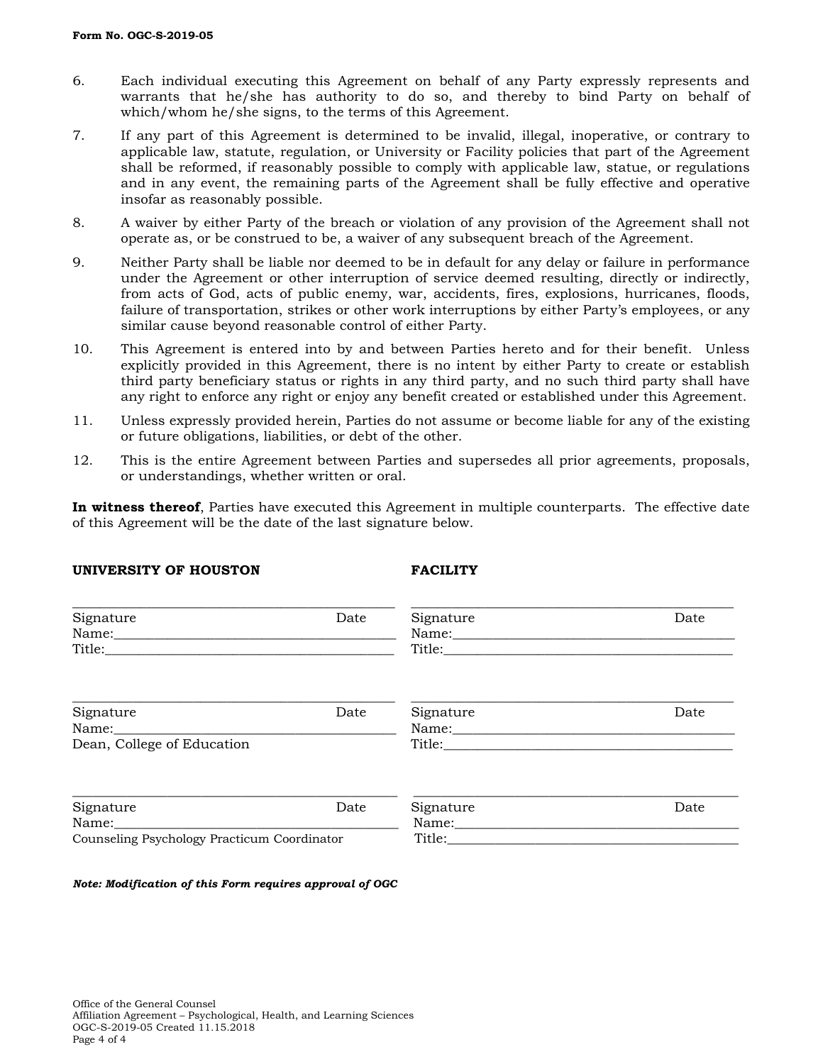6. Each individual executing this Agreement on behalf of any Party expressly represents and warrants that he/she has authority to do so, and thereby to bind Party on behalf of which/whom he/she signs, to the terms of this Agreement.
7. If any part of this Agreement is determined to be invalid, illegal, inoperative, or contrary to applicable law, statute, regulation, or University or Facility policies that part of the Agreement shall be reformed, if reasonably possible to comply with applicable law, statue, or regulations and in any event, the remaining parts of the Agreement shall be fully effective and operative insofar as reasonably possible.
8. A waiver by either Party of the breach or violation of any provision of the Agreement shall not operate as, or be construed to be, a waiver of any subsequent breach of the Agreement.
9. Neither Party shall be liable nor deemed to be in default for any delay or failure in performance under the Agreement or other interruption of service deemed resulting, directly or indirectly, from acts of God, acts of public enemy, war, accidents, fires, explosions, hurricanes, floods, failure of transportation, strikes or other work interruptions by either Party's employees, or any similar cause beyond reasonable control of either Party.
10. This Agreement is entered into by and between Parties hereto and for their benefit. Unless explicitly provided in this Agreement, there is no intent by either Party to create or establish third party beneficiary status or rights in any third party, and no such third party shall have any right to enforce any right or enjoy any benefit created or established under this Agreement.
11. Unless expressly provided herein, Parties do not assume or become liable for any of the existing or future obligations, liabilities, or debt of the other.
12. This is the entire Agreement between Parties and supersedes all prior agreements, proposals, or understandings, whether written or oral.

**In witness thereof**, Parties have executed this Agreement in multiple counterparts. The effective date of this Agreement will be the date of the last signature below.

**UNIVERSITY OF HOUSTON**

______________________________________
Signature Date
Name:_________________________________
Title:_________________________________

______________________________________
Signature Date
Name:_________________________________
Dean, College of Education

______________________________________
Signature Date
Name:_________________________________
Counseling Psychology Practicum Coordinator

**FACILITY**

______________________________________
Signature Date
Name:_________________________________
Title:_________________________________

______________________________________
Signature Date
Name:_________________________________
Title:_________________________________

______________________________________
Signature Date
Name:_________________________________
Title:_________________________________

***Note: Modification of this Form requires approval of OGC***

Office of the General Counsel
Affiliation Agreement – Psychological, Health, and Learning Sciences
OGC-S-2019-05 Created 11.15.2018